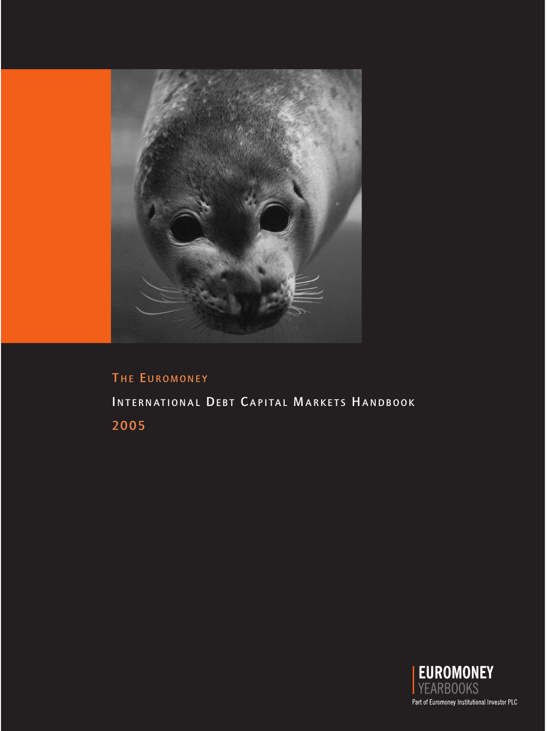# The Euromoney

## International Debt Capital Markets Handbook

## 2005

EUROMONEY
YEARBOOKS
Part of Euromoney Institutional Investor PLC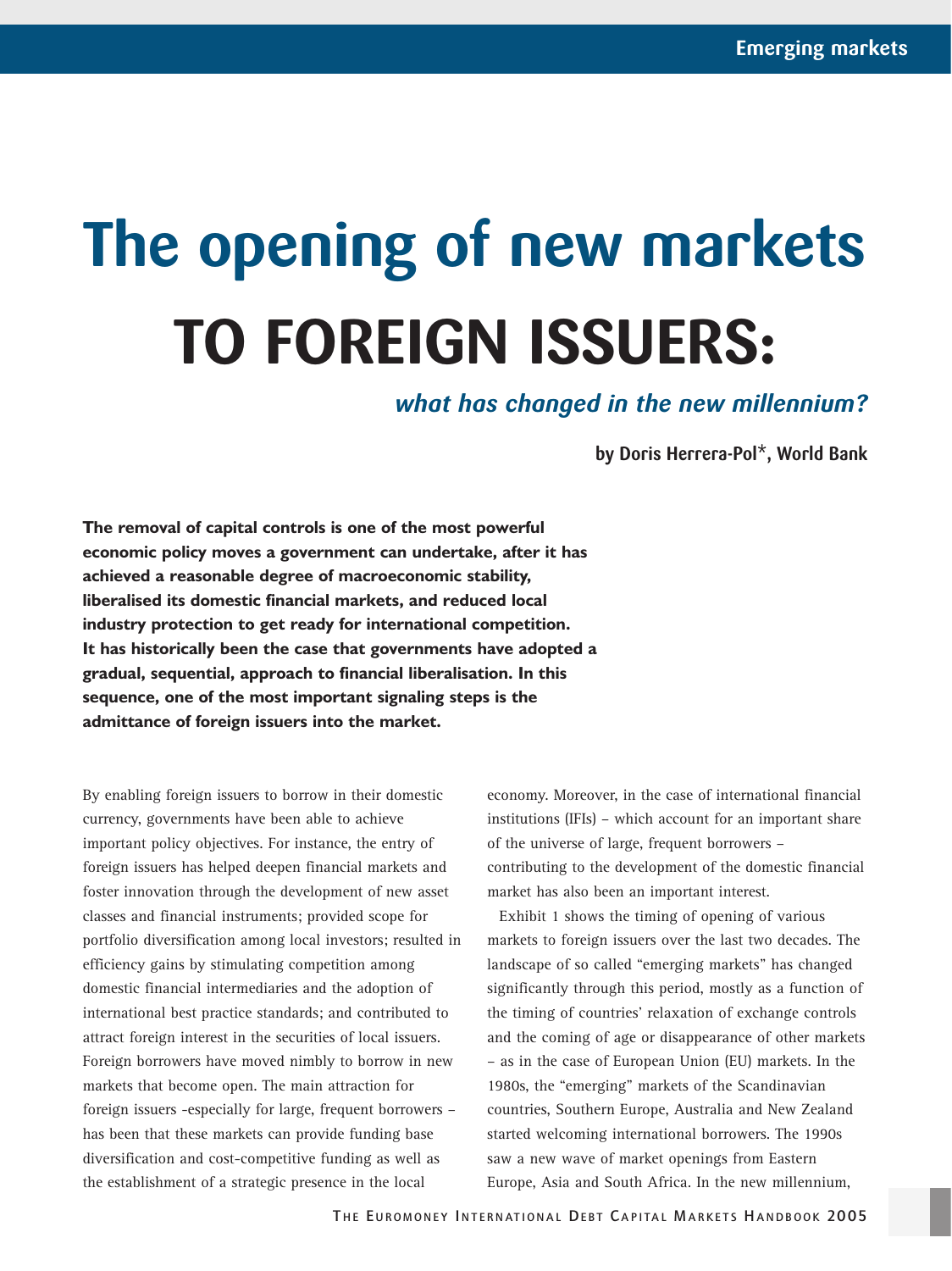# The opening of new markets TO FOREIGN ISSUERS:

### *what has changed in the new millennium?*

**by Doris Herrera-Pol*, World Bank**

**The removal of capital controls is one of the most powerful economic policy moves a government can undertake, after it has achieved a reasonable degree of macroeconomic stability, liberalised its domestic financial markets, and reduced local industry protection to get ready for international competition. It has historically been the case that governments have adopted a gradual, sequential, approach to financial liberalisation. In this sequence, one of the most important signaling steps is the admittance of foreign issuers into the market.**

By enabling foreign issuers to borrow in their domestic currency, governments have been able to achieve important policy objectives. For instance, the entry of foreign issuers has helped deepen financial markets and foster innovation through the development of new asset classes and financial instruments; provided scope for portfolio diversification among local investors; resulted in efficiency gains by stimulating competition among domestic financial intermediaries and the adoption of international best practice standards; and contributed to attract foreign interest in the securities of local issuers. Foreign borrowers have moved nimbly to borrow in new markets that become open. The main attraction for foreign issuers -especially for large, frequent borrowers – has been that these markets can provide funding base diversification and cost-competitive funding as well as the establishment of a strategic presence in the local economy. Moreover, in the case of international financial institutions (IFIs) – which account for an important share of the universe of large, frequent borrowers – contributing to the development of the domestic financial market has also been an important interest.

Exhibit 1 shows the timing of opening of various markets to foreign issuers over the last two decades. The landscape of so called "emerging markets" has changed significantly through this period, mostly as a function of the timing of countries' relaxation of exchange controls and the coming of age or disappearance of other markets – as in the case of European Union (EU) markets. In the 1980s, the "emerging" markets of the Scandinavian countries, Southern Europe, Australia and New Zealand started welcoming international borrowers. The 1990s saw a new wave of market openings from Eastern Europe, Asia and South Africa. In the new millennium,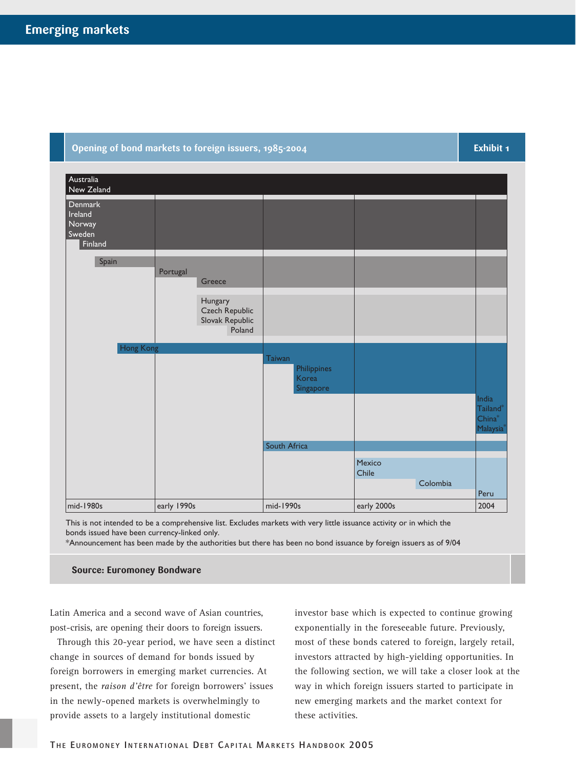**Opening of bond markets to foreign issuers, 1985-2004** — Exhibit 1

| Period | Markets opened |
|---|---|
| mid-1980s | Australia, New Zeland, Denmark, Ireland, Norway, Sweden, Finland, Spain, Hong Kong |
| early 1990s | Portugal, Greece, Hungary, Czech Republic, Slovak Republic, Poland |
| mid-1990s | Taiwan, Philippines, Korea, Singapore, South Africa |
| early 2000s | Mexico, Chile, Colombia |
| 2004 | India, Tailand*, China*, Malaysia*, Peru |

This is not intended to be a comprehensive list. Excludes markets with very little issuance activity or in which the bonds issued have been currency-linked only.

*Announcement has been made by the authorities but there has been no bond issuance by foreign issuers as of 9/04

**Source: Euromoney Bondware**

Latin America and a second wave of Asian countries, post-crisis, are opening their doors to foreign issuers.

Through this 20-year period, we have seen a distinct change in sources of demand for bonds issued by foreign borrowers in emerging market currencies. At present, the *raison d'être* for foreign borrowers' issues in the newly-opened markets is overwhelmingly to provide assets to a largely institutional domestic investor base which is expected to continue growing exponentially in the foreseeable future. Previously, most of these bonds catered to foreign, largely retail, investors attracted by high-yielding opportunities. In the following section, we will take a closer look at the way in which foreign issuers started to participate in new emerging markets and the market context for these activities.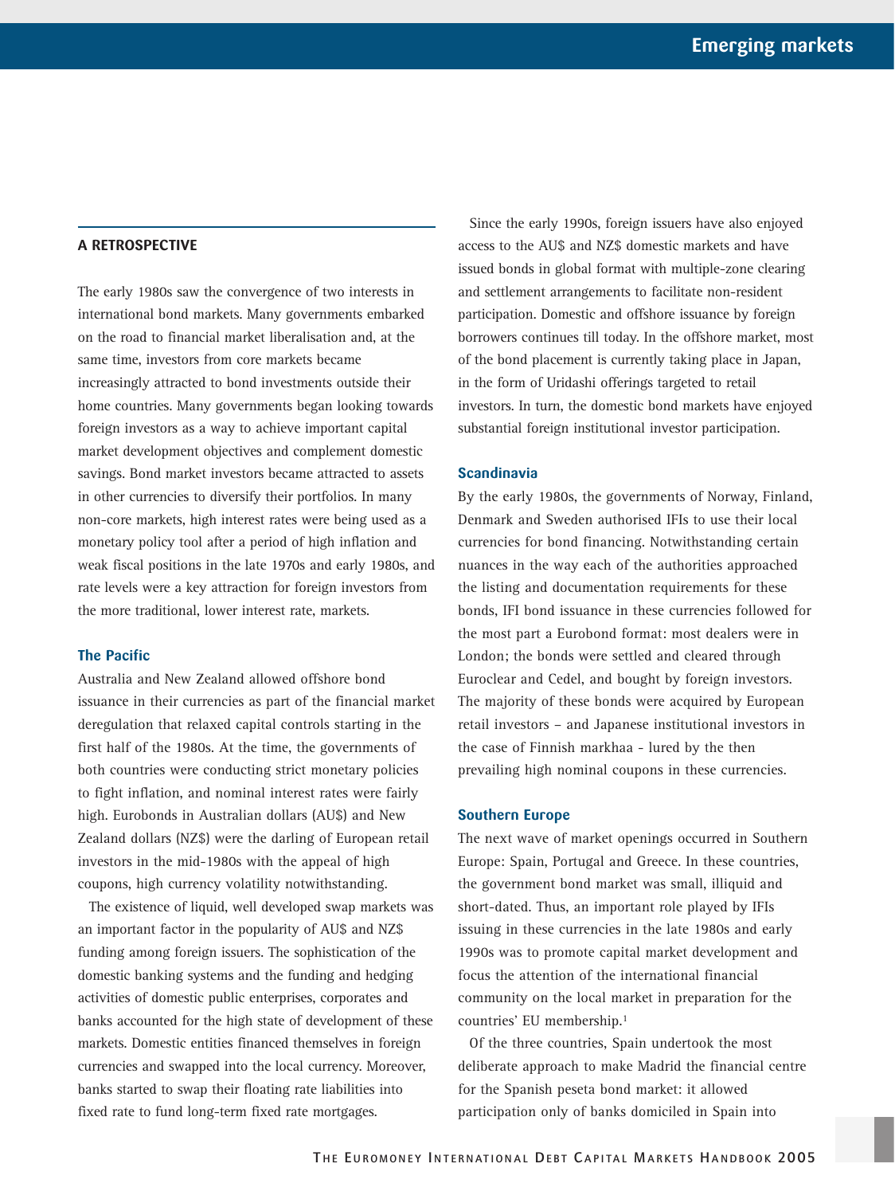## A RETROSPECTIVE

The early 1980s saw the convergence of two interests in international bond markets. Many governments embarked on the road to financial market liberalisation and, at the same time, investors from core markets became increasingly attracted to bond investments outside their home countries. Many governments began looking towards foreign investors as a way to achieve important capital market development objectives and complement domestic savings. Bond market investors became attracted to assets in other currencies to diversify their portfolios. In many non-core markets, high interest rates were being used as a monetary policy tool after a period of high inflation and weak fiscal positions in the late 1970s and early 1980s, and rate levels were a key attraction for foreign investors from the more traditional, lower interest rate, markets.

### The Pacific

Australia and New Zealand allowed offshore bond issuance in their currencies as part of the financial market deregulation that relaxed capital controls starting in the first half of the 1980s. At the time, the governments of both countries were conducting strict monetary policies to fight inflation, and nominal interest rates were fairly high. Eurobonds in Australian dollars (AU$) and New Zealand dollars (NZ$) were the darling of European retail investors in the mid-1980s with the appeal of high coupons, high currency volatility notwithstanding.

The existence of liquid, well developed swap markets was an important factor in the popularity of AU$ and NZ$ funding among foreign issuers. The sophistication of the domestic banking systems and the funding and hedging activities of domestic public enterprises, corporates and banks accounted for the high state of development of these markets. Domestic entities financed themselves in foreign currencies and swapped into the local currency. Moreover, banks started to swap their floating rate liabilities into fixed rate to fund long-term fixed rate mortgages.

Since the early 1990s, foreign issuers have also enjoyed access to the AU$ and NZ$ domestic markets and have issued bonds in global format with multiple-zone clearing and settlement arrangements to facilitate non-resident participation. Domestic and offshore issuance by foreign borrowers continues till today. In the offshore market, most of the bond placement is currently taking place in Japan, in the form of Uridashi offerings targeted to retail investors. In turn, the domestic bond markets have enjoyed substantial foreign institutional investor participation.

### Scandinavia

By the early 1980s, the governments of Norway, Finland, Denmark and Sweden authorised IFIs to use their local currencies for bond financing. Notwithstanding certain nuances in the way each of the authorities approached the listing and documentation requirements for these bonds, IFI bond issuance in these currencies followed for the most part a Eurobond format: most dealers were in London; the bonds were settled and cleared through Euroclear and Cedel, and bought by foreign investors. The majority of these bonds were acquired by European retail investors – and Japanese institutional investors in the case of Finnish markhaa - lured by the then prevailing high nominal coupons in these currencies.

### Southern Europe

The next wave of market openings occurred in Southern Europe: Spain, Portugal and Greece. In these countries, the government bond market was small, illiquid and short-dated. Thus, an important role played by IFIs issuing in these currencies in the late 1980s and early 1990s was to promote capital market development and focus the attention of the international financial community on the local market in preparation for the countries' EU membership.[1]

Of the three countries, Spain undertook the most deliberate approach to make Madrid the financial centre for the Spanish peseta bond market: it allowed participation only of banks domiciled in Spain into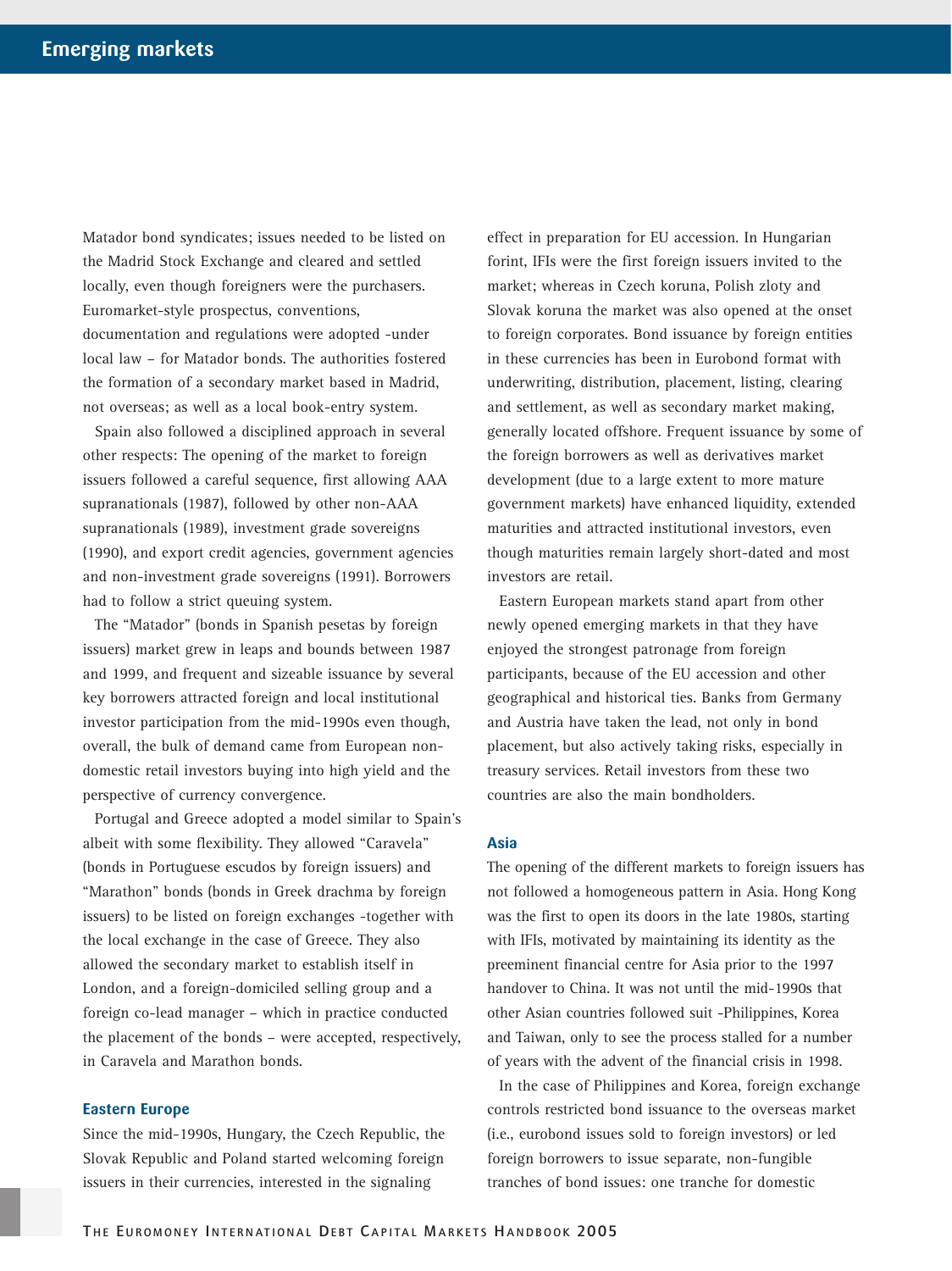Matador bond syndicates; issues needed to be listed on the Madrid Stock Exchange and cleared and settled locally, even though foreigners were the purchasers. Euromarket-style prospectus, conventions, documentation and regulations were adopted -under local law – for Matador bonds. The authorities fostered the formation of a secondary market based in Madrid, not overseas; as well as a local book-entry system.

Spain also followed a disciplined approach in several other respects: The opening of the market to foreign issuers followed a careful sequence, first allowing AAA supranationals (1987), followed by other non-AAA supranationals (1989), investment grade sovereigns (1990), and export credit agencies, government agencies and non-investment grade sovereigns (1991). Borrowers had to follow a strict queuing system.

The "Matador" (bonds in Spanish pesetas by foreign issuers) market grew in leaps and bounds between 1987 and 1999, and frequent and sizeable issuance by several key borrowers attracted foreign and local institutional investor participation from the mid-1990s even though, overall, the bulk of demand came from European non-domestic retail investors buying into high yield and the perspective of currency convergence.

Portugal and Greece adopted a model similar to Spain's albeit with some flexibility. They allowed "Caravela" (bonds in Portuguese escudos by foreign issuers) and "Marathon" bonds (bonds in Greek drachma by foreign issuers) to be listed on foreign exchanges -together with the local exchange in the case of Greece. They also allowed the secondary market to establish itself in London, and a foreign-domiciled selling group and a foreign co-lead manager – which in practice conducted the placement of the bonds – were accepted, respectively, in Caravela and Marathon bonds.

### Eastern Europe

Since the mid-1990s, Hungary, the Czech Republic, the Slovak Republic and Poland started welcoming foreign issuers in their currencies, interested in the signaling effect in preparation for EU accession. In Hungarian forint, IFIs were the first foreign issuers invited to the market; whereas in Czech koruna, Polish zloty and Slovak koruna the market was also opened at the onset to foreign corporates. Bond issuance by foreign entities in these currencies has been in Eurobond format with underwriting, distribution, placement, listing, clearing and settlement, as well as secondary market making, generally located offshore. Frequent issuance by some of the foreign borrowers as well as derivatives market development (due to a large extent to more mature government markets) have enhanced liquidity, extended maturities and attracted institutional investors, even though maturities remain largely short-dated and most investors are retail.

Eastern European markets stand apart from other newly opened emerging markets in that they have enjoyed the strongest patronage from foreign participants, because of the EU accession and other geographical and historical ties. Banks from Germany and Austria have taken the lead, not only in bond placement, but also actively taking risks, especially in treasury services. Retail investors from these two countries are also the main bondholders.

### Asia

The opening of the different markets to foreign issuers has not followed a homogeneous pattern in Asia. Hong Kong was the first to open its doors in the late 1980s, starting with IFIs, motivated by maintaining its identity as the preeminent financial centre for Asia prior to the 1997 handover to China. It was not until the mid-1990s that other Asian countries followed suit -Philippines, Korea and Taiwan, only to see the process stalled for a number of years with the advent of the financial crisis in 1998.

In the case of Philippines and Korea, foreign exchange controls restricted bond issuance to the overseas market (i.e., eurobond issues sold to foreign investors) or led foreign borrowers to issue separate, non-fungible tranches of bond issues: one tranche for domestic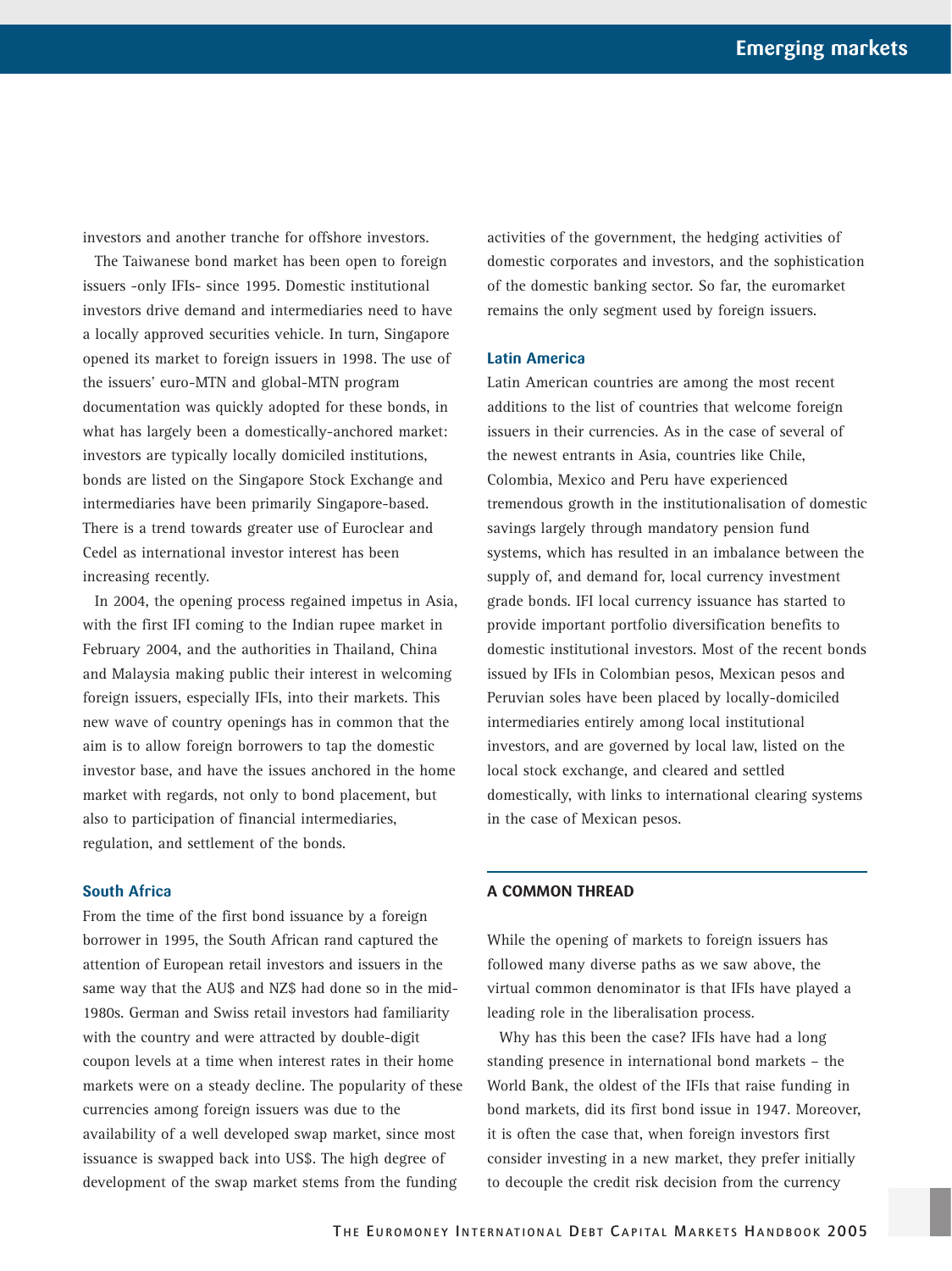investors and another tranche for offshore investors.

The Taiwanese bond market has been open to foreign issuers -only IFIs- since 1995. Domestic institutional investors drive demand and intermediaries need to have a locally approved securities vehicle. In turn, Singapore opened its market to foreign issuers in 1998. The use of the issuers' euro-MTN and global-MTN program documentation was quickly adopted for these bonds, in what has largely been a domestically-anchored market: investors are typically locally domiciled institutions, bonds are listed on the Singapore Stock Exchange and intermediaries have been primarily Singapore-based. There is a trend towards greater use of Euroclear and Cedel as international investor interest has been increasing recently.

In 2004, the opening process regained impetus in Asia, with the first IFI coming to the Indian rupee market in February 2004, and the authorities in Thailand, China and Malaysia making public their interest in welcoming foreign issuers, especially IFIs, into their markets. This new wave of country openings has in common that the aim is to allow foreign borrowers to tap the domestic investor base, and have the issues anchored in the home market with regards, not only to bond placement, but also to participation of financial intermediaries, regulation, and settlement of the bonds.

### South Africa

From the time of the first bond issuance by a foreign borrower in 1995, the South African rand captured the attention of European retail investors and issuers in the same way that the AU$ and NZ$ had done so in the mid-1980s. German and Swiss retail investors had familiarity with the country and were attracted by double-digit coupon levels at a time when interest rates in their home markets were on a steady decline. The popularity of these currencies among foreign issuers was due to the availability of a well developed swap market, since most issuance is swapped back into US$. The high degree of development of the swap market stems from the funding activities of the government, the hedging activities of domestic corporates and investors, and the sophistication of the domestic banking sector. So far, the euromarket remains the only segment used by foreign issuers.

### Latin America

Latin American countries are among the most recent additions to the list of countries that welcome foreign issuers in their currencies. As in the case of several of the newest entrants in Asia, countries like Chile, Colombia, Mexico and Peru have experienced tremendous growth in the institutionalisation of domestic savings largely through mandatory pension fund systems, which has resulted in an imbalance between the supply of, and demand for, local currency investment grade bonds. IFI local currency issuance has started to provide important portfolio diversification benefits to domestic institutional investors. Most of the recent bonds issued by IFIs in Colombian pesos, Mexican pesos and Peruvian soles have been placed by locally-domiciled intermediaries entirely among local institutional investors, and are governed by local law, listed on the local stock exchange, and cleared and settled domestically, with links to international clearing systems in the case of Mexican pesos.

## A COMMON THREAD

While the opening of markets to foreign issuers has followed many diverse paths as we saw above, the virtual common denominator is that IFIs have played a leading role in the liberalisation process.

Why has this been the case? IFIs have had a long standing presence in international bond markets – the World Bank, the oldest of the IFIs that raise funding in bond markets, did its first bond issue in 1947. Moreover, it is often the case that, when foreign investors first consider investing in a new market, they prefer initially to decouple the credit risk decision from the currency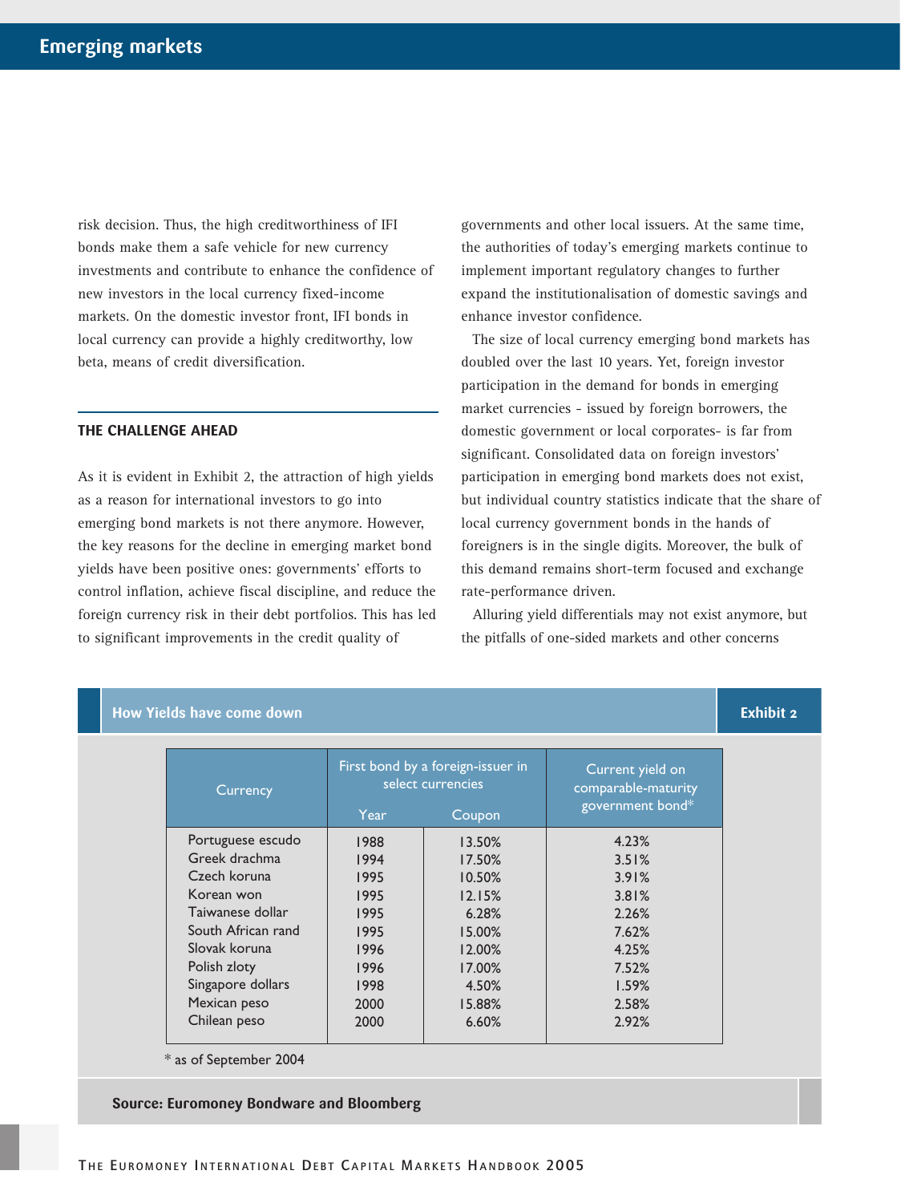risk decision. Thus, the high creditworthiness of IFI bonds make them a safe vehicle for new currency investments and contribute to enhance the confidence of new investors in the local currency fixed-income markets. On the domestic investor front, IFI bonds in local currency can provide a highly creditworthy, low beta, means of credit diversification.

## THE CHALLENGE AHEAD

As it is evident in Exhibit 2, the attraction of high yields as a reason for international investors to go into emerging bond markets is not there anymore. However, the key reasons for the decline in emerging market bond yields have been positive ones: governments' efforts to control inflation, achieve fiscal discipline, and reduce the foreign currency risk in their debt portfolios. This has led to significant improvements in the credit quality of governments and other local issuers. At the same time, the authorities of today's emerging markets continue to implement important regulatory changes to further expand the institutionalisation of domestic savings and enhance investor confidence.

The size of local currency emerging bond markets has doubled over the last 10 years. Yet, foreign investor participation in the demand for bonds in emerging market currencies - issued by foreign borrowers, the domestic government or local corporates- is far from significant. Consolidated data on foreign investors' participation in emerging bond markets does not exist, but individual country statistics indicate that the share of local currency government bonds in the hands of foreigners is in the single digits. Moreover, the bulk of this demand remains short-term focused and exchange rate-performance driven.

Alluring yield differentials may not exist anymore, but the pitfalls of one-sided markets and other concerns

**How Yields have come down** — **Exhibit 2**

| Currency | First bond by a foreign-issuer in select currencies | | Current yield on comparable-maturity government bond* |
|---|---|---|---|
| | Year | Coupon | |
| Portuguese escudo | 1988 | 13.50% | 4.23% |
| Greek drachma | 1994 | 17.50% | 3.51% |
| Czech koruna | 1995 | 10.50% | 3.91% |
| Korean won | 1995 | 12.15% | 3.81% |
| Taiwanese dollar | 1995 | 6.28% | 2.26% |
| South African rand | 1995 | 15.00% | 7.62% |
| Slovak koruna | 1996 | 12.00% | 4.25% |
| Polish zloty | 1996 | 17.00% | 7.52% |
| Singapore dollars | 1998 | 4.50% | 1.59% |
| Mexican peso | 2000 | 15.88% | 2.58% |
| Chilean peso | 2000 | 6.60% | 2.92% |

* as of September 2004

**Source: Euromoney Bondware and Bloomberg**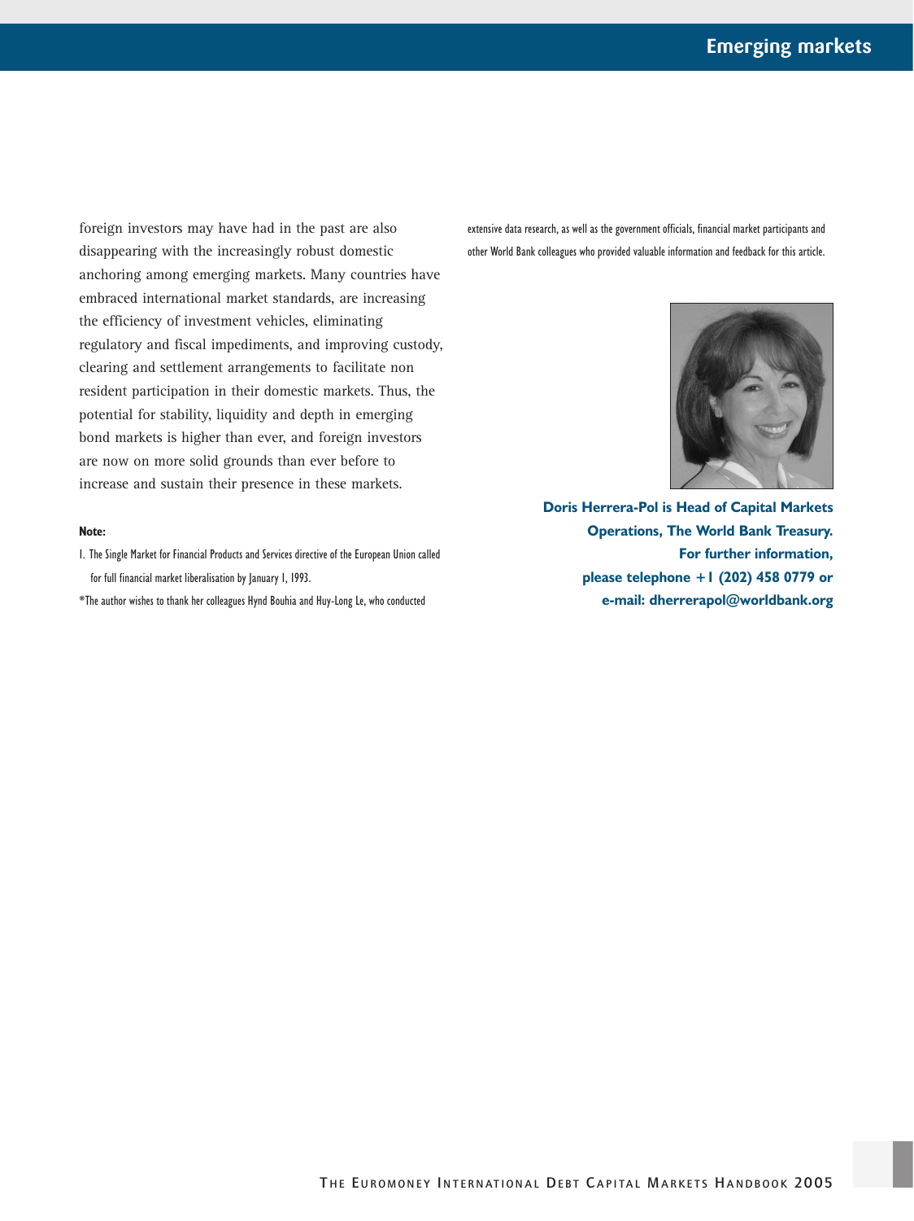foreign investors may have had in the past are also disappearing with the increasingly robust domestic anchoring among emerging markets. Many countries have embraced international market standards, are increasing the efficiency of investment vehicles, eliminating regulatory and fiscal impediments, and improving custody, clearing and settlement arrangements to facilitate non resident participation in their domestic markets. Thus, the potential for stability, liquidity and depth in emerging bond markets is higher than ever, and foreign investors are now on more solid grounds than ever before to increase and sustain their presence in these markets.

**Note:**

1. The Single Market for Financial Products and Services directive of the European Union called for full financial market liberalisation by January 1, 1993.

*The author wishes to thank her colleagues Hynd Bouhia and Huy-Long Le, who conducted extensive data research, as well as the government officials, financial market participants and other World Bank colleagues who provided valuable information and feedback for this article.

**Doris Herrera-Pol is Head of Capital Markets Operations, The World Bank Treasury. For further information, please telephone +1 (202) 458 0779 or e-mail: dherrerapol@worldbank.org**